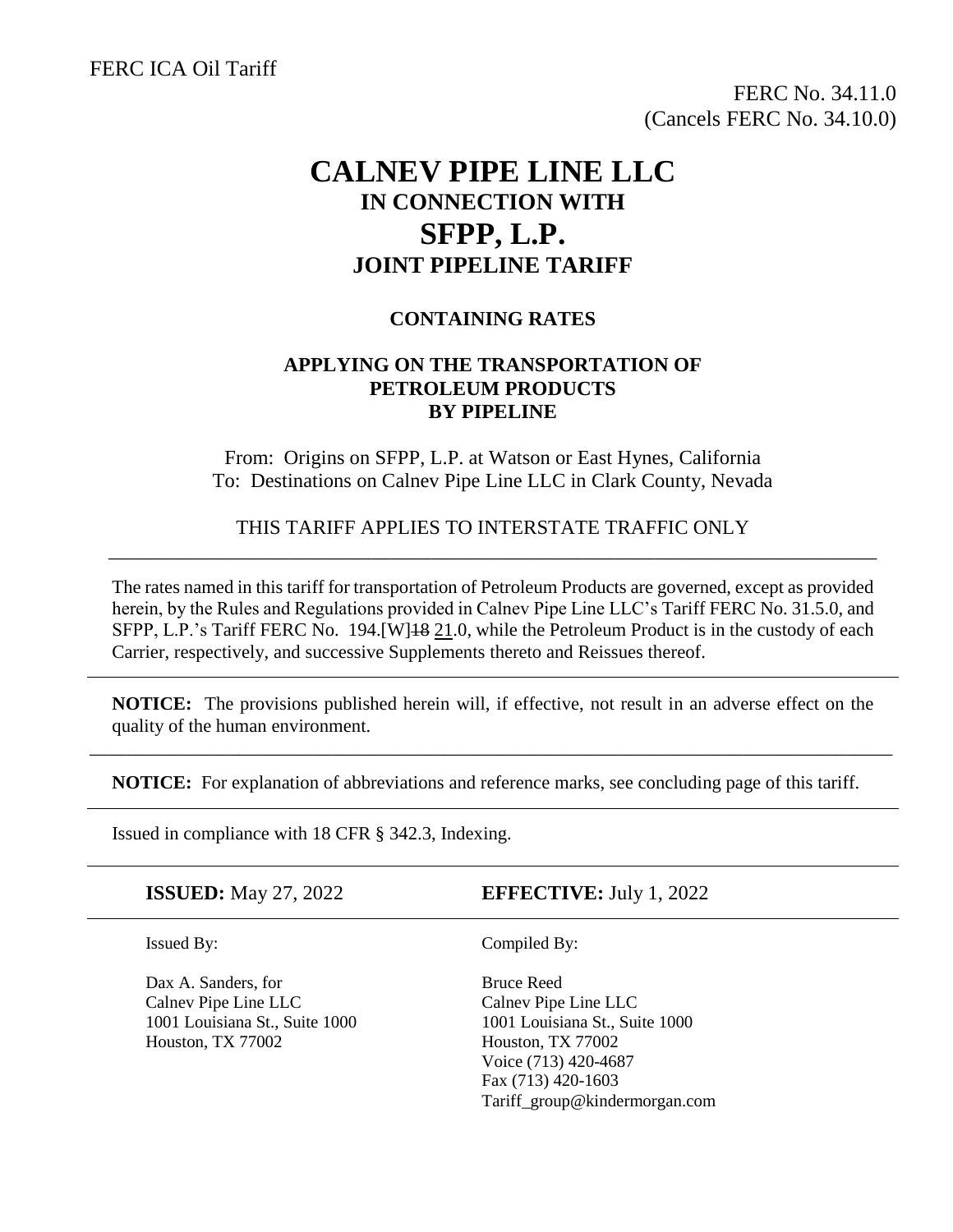FERC ICA Oil Tariff

FERC No. 34.11.0
(Cancels FERC No. 34.10.0)

# CALNEV PIPE LINE LLC
## IN CONNECTION WITH
# SFPP, L.P.
## JOINT PIPELINE TARIFF

### CONTAINING RATES

### APPLYING ON THE TRANSPORTATION OF PETROLEUM PRODUCTS BY PIPELINE

From: Origins on SFPP, L.P. at Watson or East Hynes, California
To: Destinations on Calnev Pipe Line LLC in Clark County, Nevada

THIS TARIFF APPLIES TO INTERSTATE TRAFFIC ONLY

---

The rates named in this tariff for transportation of Petroleum Products are governed, except as provided herein, by the Rules and Regulations provided in Calnev Pipe Line LLC's Tariff FERC No. 31.5.0, and SFPP, L.P.'s Tariff FERC No. 194.[W]~~18~~ 21.0, while the Petroleum Product is in the custody of each Carrier, respectively, and successive Supplements thereto and Reissues thereof.

---

**NOTICE:** The provisions published herein will, if effective, not result in an adverse effect on the quality of the human environment.

---

**NOTICE:** For explanation of abbreviations and reference marks, see concluding page of this tariff.

---

Issued in compliance with 18 CFR § 342.3, Indexing.

---

**ISSUED:** May 27, 2022 **EFFECTIVE:** July 1, 2022

---

Issued By:

Dax A. Sanders, for
Calnev Pipe Line LLC
1001 Louisiana St., Suite 1000
Houston, TX 77002

Compiled By:

Bruce Reed
Calnev Pipe Line LLC
1001 Louisiana St., Suite 1000
Houston, TX 77002
Voice (713) 420-4687
Fax (713) 420-1603
Tariff_group@kindermorgan.com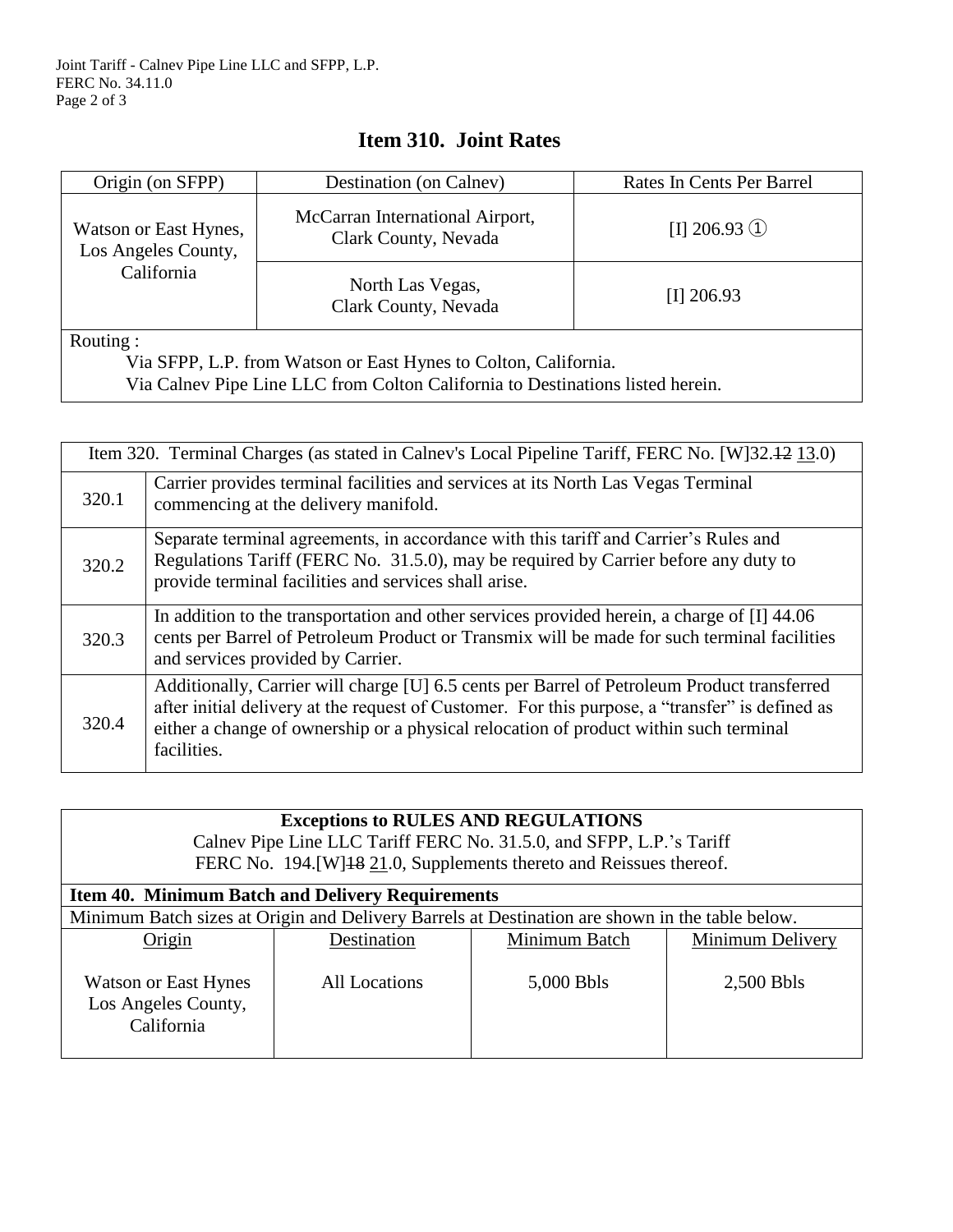# Item 310. Joint Rates

| Origin (on SFPP) | Destination (on Calnev) | Rates In Cents Per Barrel |
|---|---|---|
| Watson or East Hynes, Los Angeles County, California | McCarran International Airport, Clark County, Nevada | [I] 206.93 ① |
| | North Las Vegas, Clark County, Nevada | [I] 206.93 |

Routing :

Via SFPP, L.P. from Watson or East Hynes to Colton, California.

Via Calnev Pipe Line LLC from Colton California to Destinations listed herein.

| Item 320. Terminal Charges (as stated in Calnev's Local Pipeline Tariff, FERC No. [W]32.~~12~~ 13.0) | |
|---|---|
| 320.1 | Carrier provides terminal facilities and services at its North Las Vegas Terminal commencing at the delivery manifold. |
| 320.2 | Separate terminal agreements, in accordance with this tariff and Carrier's Rules and Regulations Tariff (FERC No. 31.5.0), may be required by Carrier before any duty to provide terminal facilities and services shall arise. |
| 320.3 | In addition to the transportation and other services provided herein, a charge of [I] 44.06 cents per Barrel of Petroleum Product or Transmix will be made for such terminal facilities and services provided by Carrier. |
| 320.4 | Additionally, Carrier will charge [U] 6.5 cents per Barrel of Petroleum Product transferred after initial delivery at the request of Customer. For this purpose, a "transfer" is defined as either a change of ownership or a physical relocation of product within such terminal facilities. |

**Exceptions to RULES AND REGULATIONS**

Calnev Pipe Line LLC Tariff FERC No. 31.5.0, and SFPP, L.P.'s Tariff FERC No. 194.[W]~~18~~ 21.0, Supplements thereto and Reissues thereof.

**Item 40. Minimum Batch and Delivery Requirements**

Minimum Batch sizes at Origin and Delivery Barrels at Destination are shown in the table below.

| Origin | Destination | Minimum Batch | Minimum Delivery |
|---|---|---|---|
| Watson or East Hynes Los Angeles County, California | All Locations | 5,000 Bbls | 2,500 Bbls |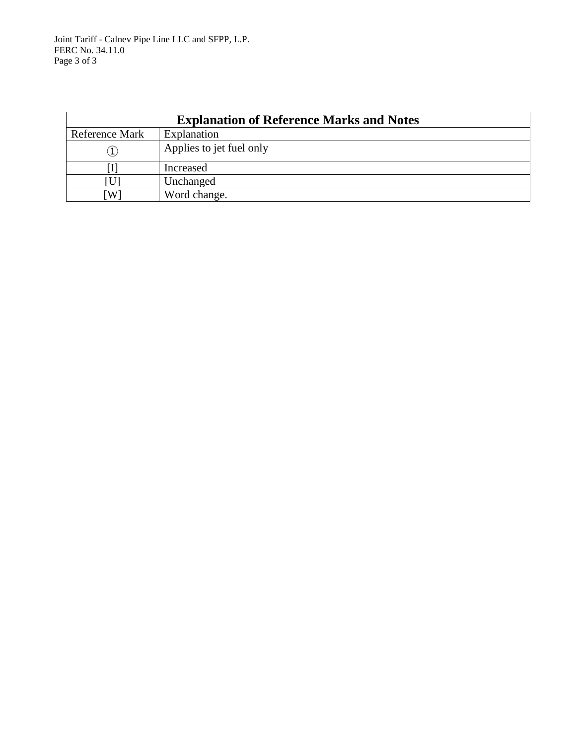| Explanation of Reference Marks and Notes | |
|---|---|
| Reference Mark | Explanation |
| ① | Applies to jet fuel only |
| [I] | Increased |
| [U] | Unchanged |
| [W] | Word change. |